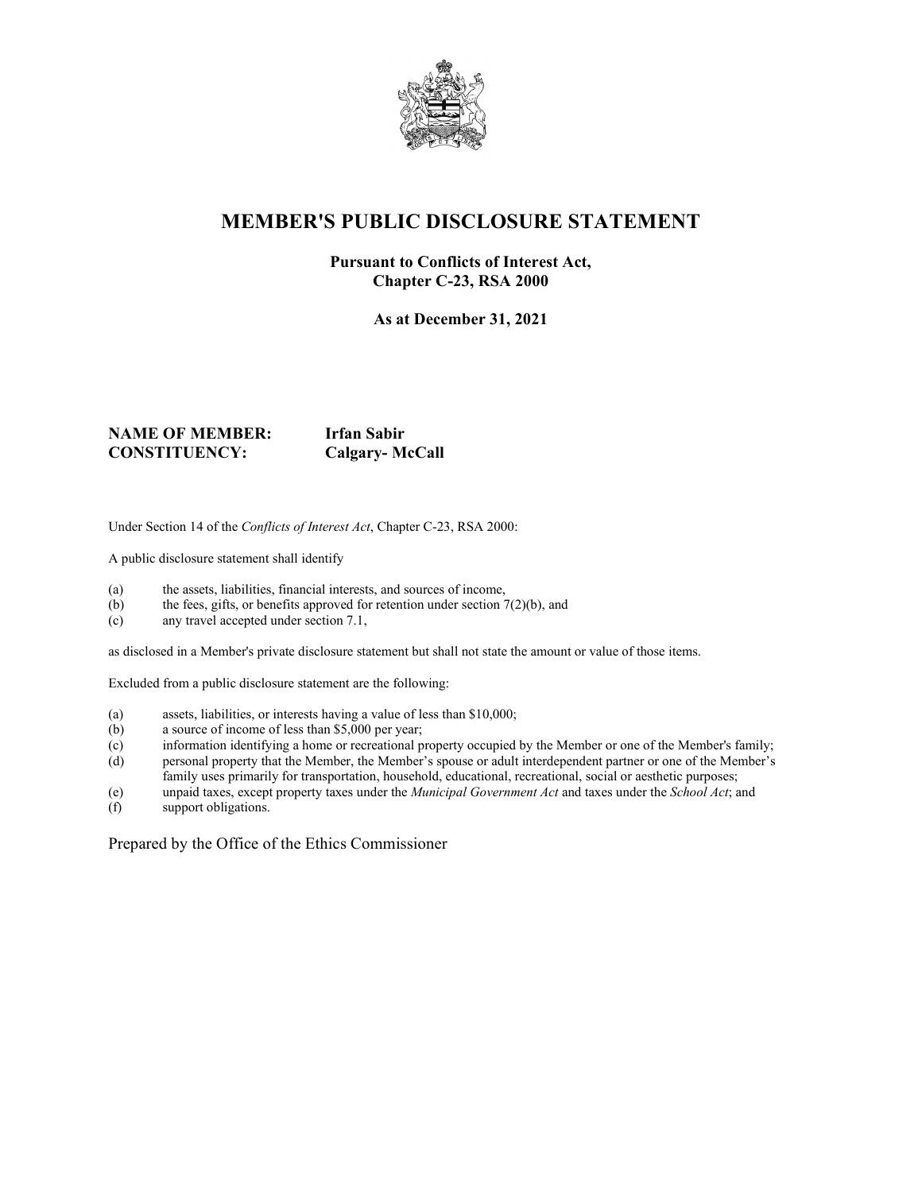# MEMBER'S PUBLIC DISCLOSURE STATEMENT

**Pursuant to Conflicts of Interest Act, Chapter C-23, RSA 2000**

**As at December 31, 2021**

**NAME OF MEMBER:** **Irfan Sabir**
**CONSTITUENCY:** **Calgary- McCall**

Under Section 14 of the *Conflicts of Interest Act*, Chapter C-23, RSA 2000:

A public disclosure statement shall identify

(a) the assets, liabilities, financial interests, and sources of income,
(b) the fees, gifts, or benefits approved for retention under section 7(2)(b), and
(c) any travel accepted under section 7.1,

as disclosed in a Member's private disclosure statement but shall not state the amount or value of those items.

Excluded from a public disclosure statement are the following:

(a) assets, liabilities, or interests having a value of less than $10,000;
(b) a source of income of less than $5,000 per year;
(c) information identifying a home or recreational property occupied by the Member or one of the Member's family;
(d) personal property that the Member, the Member's spouse or adult interdependent partner or one of the Member's family uses primarily for transportation, household, educational, recreational, social or aesthetic purposes;
(e) unpaid taxes, except property taxes under the *Municipal Government Act* and taxes under the *School Act*; and
(f) support obligations.

Prepared by the Office of the Ethics Commissioner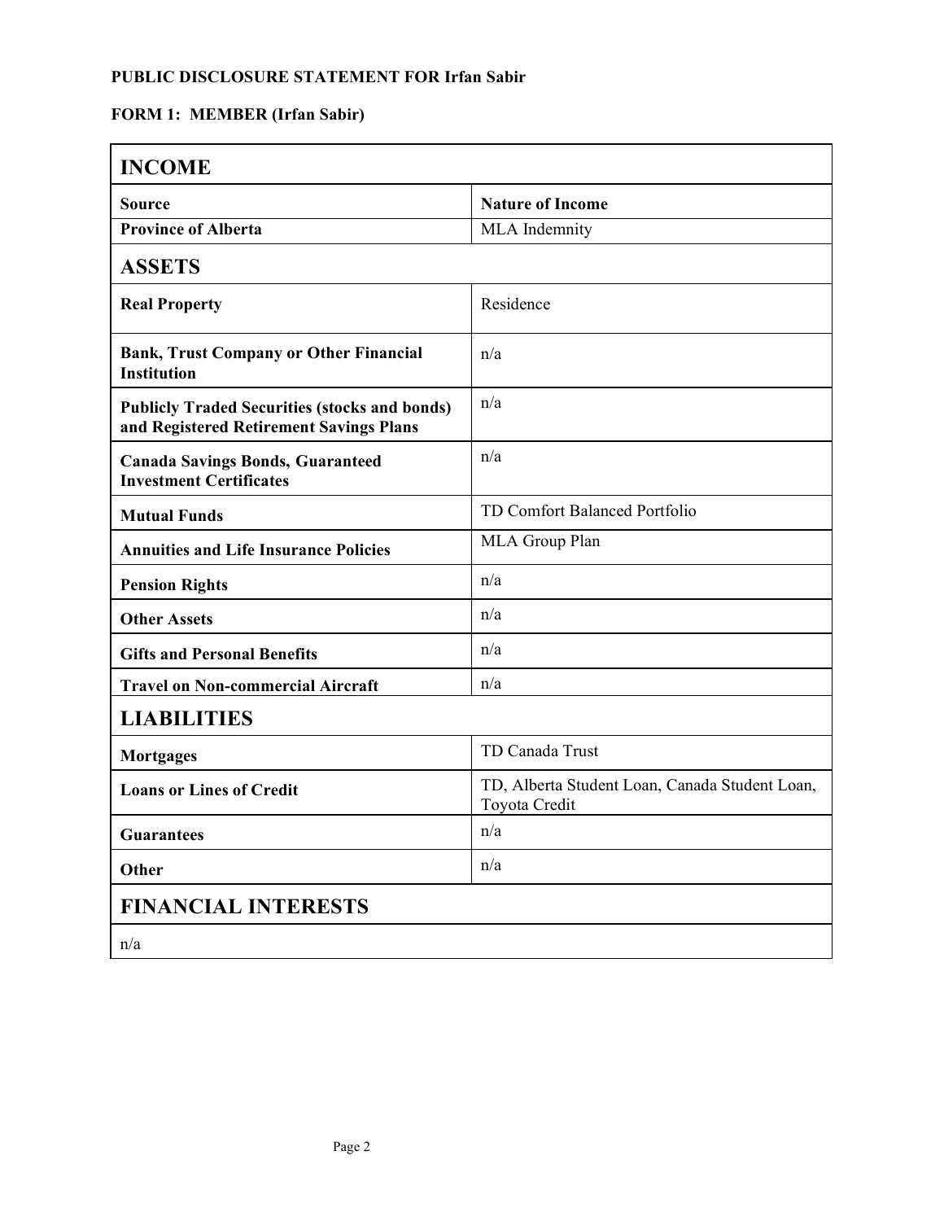**PUBLIC DISCLOSURE STATEMENT FOR Irfan Sabir**

**FORM 1: MEMBER (Irfan Sabir)**

| **INCOME** | |
|---|---|
| **Source** | **Nature of Income** |
| **Province of Alberta** | MLA Indemnity |
| **ASSETS** | |
| **Real Property** | Residence |
| **Bank, Trust Company or Other Financial Institution** | n/a |
| **Publicly Traded Securities (stocks and bonds) and Registered Retirement Savings Plans** | n/a |
| **Canada Savings Bonds, Guaranteed Investment Certificates** | n/a |
| **Mutual Funds** | TD Comfort Balanced Portfolio |
| **Annuities and Life Insurance Policies** | MLA Group Plan |
| **Pension Rights** | n/a |
| **Other Assets** | n/a |
| **Gifts and Personal Benefits** | n/a |
| **Travel on Non-commercial Aircraft** | n/a |
| **LIABILITIES** | |
| **Mortgages** | TD Canada Trust |
| **Loans or Lines of Credit** | TD, Alberta Student Loan, Canada Student Loan, Toyota Credit |
| **Guarantees** | n/a |
| **Other** | n/a |
| **FINANCIAL INTERESTS** | |
| n/a | |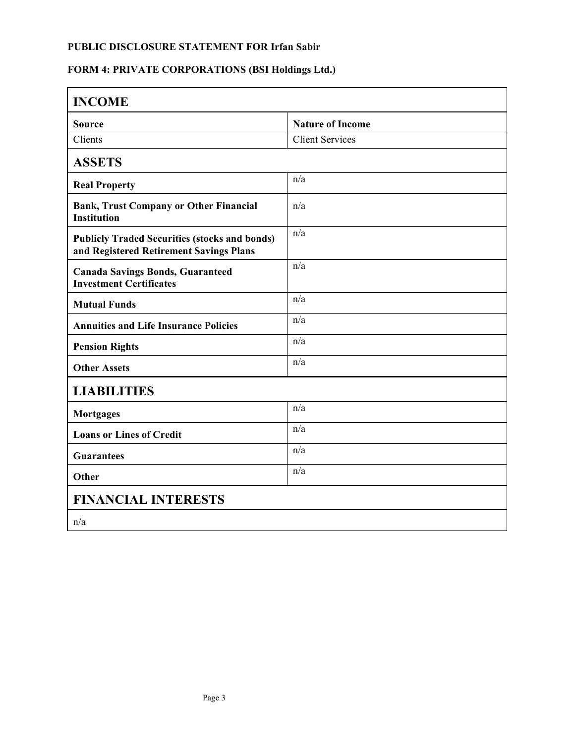**PUBLIC DISCLOSURE STATEMENT FOR Irfan Sabir**

**FORM 4: PRIVATE CORPORATIONS (BSI Holdings Ltd.)**

## INCOME

| Source | Nature of Income |
|---|---|
| Clients | Client Services |

## ASSETS

| | |
|---|---|
| **Real Property** | n/a |
| **Bank, Trust Company or Other Financial Institution** | n/a |
| **Publicly Traded Securities (stocks and bonds) and Registered Retirement Savings Plans** | n/a |
| **Canada Savings Bonds, Guaranteed Investment Certificates** | n/a |
| **Mutual Funds** | n/a |
| **Annuities and Life Insurance Policies** | n/a |
| **Pension Rights** | n/a |
| **Other Assets** | n/a |

## LIABILITIES

| | |
|---|---|
| **Mortgages** | n/a |
| **Loans or Lines of Credit** | n/a |
| **Guarantees** | n/a |
| **Other** | n/a |

## FINANCIAL INTERESTS

n/a